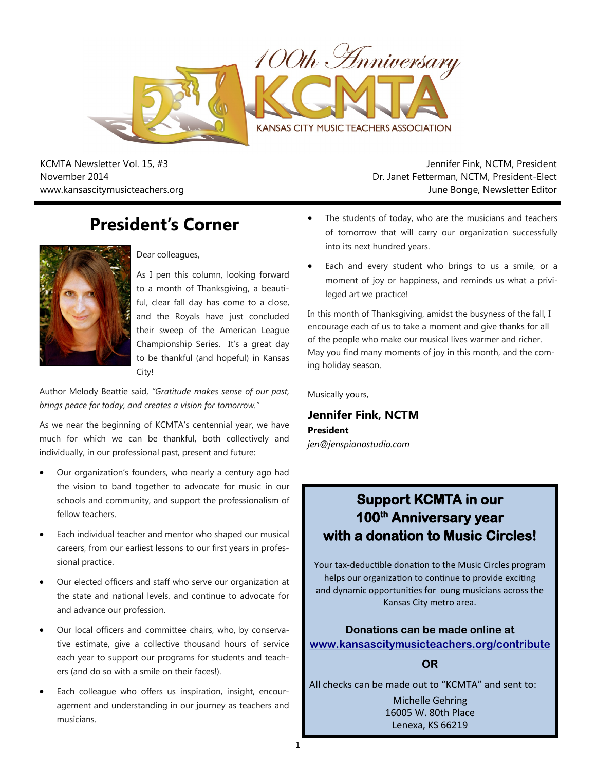100th Anniversary

# KCMTA

KANSAS CITY MUSIC TEACHERS ASSOCIATION

KCMTA Newsletter Vol. 15, #3
November 2014
www.kansascitymusicteachers.org

Jennifer Fink, NCTM, President
Dr. Janet Fetterman, NCTM, President-Elect
June Bonge, Newsletter Editor

## President's Corner

Dear colleagues,

As I pen this column, looking forward to a month of Thanksgiving, a beautiful, clear fall day has come to a close, and the Royals have just concluded their sweep of the American League Championship Series. It's a great day to be thankful (and hopeful) in Kansas City!

Author Melody Beattie said, *"Gratitude makes sense of our past, brings peace for today, and creates a vision for tomorrow."*

As we near the beginning of KCMTA's centennial year, we have much for which we can be thankful, both collectively and individually, in our professional past, present and future:

- Our organization's founders, who nearly a century ago had the vision to band together to advocate for music in our schools and community, and support the professionalism of fellow teachers.
- Each individual teacher and mentor who shaped our musical careers, from our earliest lessons to our first years in professional practice.
- Our elected officers and staff who serve our organization at the state and national levels, and continue to advocate for and advance our profession.
- Our local officers and committee chairs, who, by conservative estimate, give a collective thousand hours of service each year to support our programs for students and teachers (and do so with a smile on their faces!).
- Each colleague who offers us inspiration, insight, encouragement and understanding in our journey as teachers and musicians.
- The students of today, who are the musicians and teachers of tomorrow that will carry our organization successfully into its next hundred years.
- Each and every student who brings to us a smile, or a moment of joy or happiness, and reminds us what a privileged art we practice!

In this month of Thanksgiving, amidst the busyness of the fall, I encourage each of us to take a moment and give thanks for all of the people who make our musical lives warmer and richer. May you find many moments of joy in this month, and the coming holiday season.

Musically yours,

**Jennifer Fink, NCTM**
**President**
*jen@jenspianostudio.com*

## Support KCMTA in our 100th Anniversary year with a donation to Music Circles!

Your tax-deductible donation to the Music Circles program helps our organization to continue to provide exciting and dynamic opportunities for oung musicians across the Kansas City metro area.

**Donations can be made online at**
**www.kansascitymusicteachers.org/contribute**

**OR**

All checks can be made out to "KCMTA" and sent to:

Michelle Gehring
16005 W. 80th Place
Lenexa, KS 66219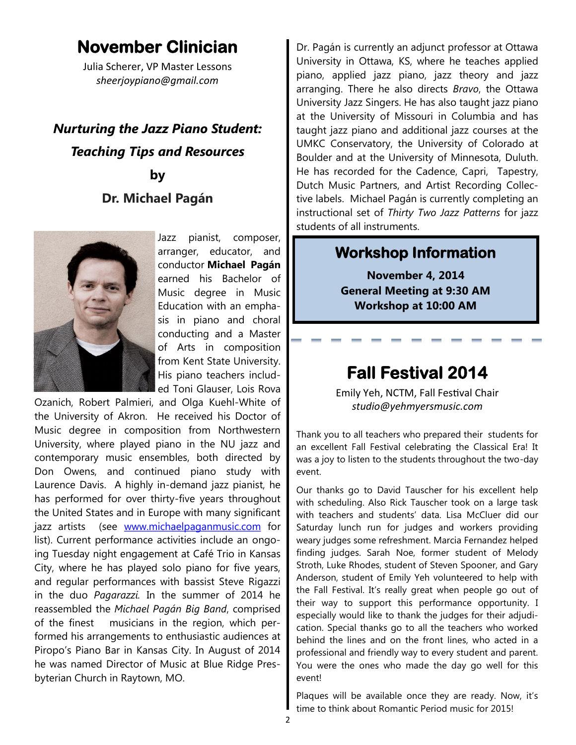# November Clinician

Julia Scherer, VP Master Lessons
*sheerjoypiano@gmail.com*

## *Nurturing the Jazz Piano Student: Teaching Tips and Resources*

**by**

**Dr. Michael Pagán**

Jazz pianist, composer, arranger, educator, and conductor **Michael Pagán** earned his Bachelor of Music degree in Music Education with an emphasis in piano and choral conducting and a Master of Arts in composition from Kent State University. His piano teachers included Toni Glauser, Lois Rova Ozanich, Robert Palmieri, and Olga Kuehl-White of the University of Akron. He received his Doctor of Music degree in composition from Northwestern University, where played piano in the NU jazz and contemporary music ensembles, both directed by Don Owens, and continued piano study with Laurence Davis. A highly in-demand jazz pianist, he has performed for over thirty-five years throughout the United States and in Europe with many significant jazz artists (see www.michaelpaganmusic.com for list). Current performance activities include an ongoing Tuesday night engagement at Café Trio in Kansas City, where he has played solo piano for five years, and regular performances with bassist Steve Rigazzi in the duo *Pagarazzi*. In the summer of 2014 he reassembled the *Michael Pagán Big Band*, comprised of the finest musicians in the region, which performed his arrangements to enthusiastic audiences at Piropo's Piano Bar in Kansas City. In August of 2014 he was named Director of Music at Blue Ridge Presbyterian Church in Raytown, MO.

Dr. Pagán is currently an adjunct professor at Ottawa University in Ottawa, KS, where he teaches applied piano, applied jazz piano, jazz theory and jazz arranging. There he also directs *Bravo*, the Ottawa University Jazz Singers. He has also taught jazz piano at the University of Missouri in Columbia and has taught jazz piano and additional jazz courses at the UMKC Conservatory, the University of Colorado at Boulder and at the University of Minnesota, Duluth. He has recorded for the Cadence, Capri, Tapestry, Dutch Music Partners, and Artist Recording Collective labels. Michael Pagán is currently completing an instructional set of *Thirty Two Jazz Patterns* for jazz students of all instruments.

## Workshop Information

**November 4, 2014**
**General Meeting at 9:30 AM**
**Workshop at 10:00 AM**

# Fall Festival 2014

Emily Yeh, NCTM, Fall Festival Chair
*studio@yehmyersmusic.com*

Thank you to all teachers who prepared their students for an excellent Fall Festival celebrating the Classical Era! It was a joy to listen to the students throughout the two-day event.

Our thanks go to David Tauscher for his excellent help with scheduling. Also Rick Tauscher took on a large task with teachers and students' data. Lisa McCluer did our Saturday lunch run for judges and workers providing weary judges some refreshment. Marcia Fernandez helped finding judges. Sarah Noe, former student of Melody Stroth, Luke Rhodes, student of Steven Spooner, and Gary Anderson, student of Emily Yeh volunteered to help with the Fall Festival. It's really great when people go out of their way to support this performance opportunity. I especially would like to thank the judges for their adjudication. Special thanks go to all the teachers who worked behind the lines and on the front lines, who acted in a professional and friendly way to every student and parent. You were the ones who made the day go well for this event!

Plaques will be available once they are ready. Now, it's time to think about Romantic Period music for 2015!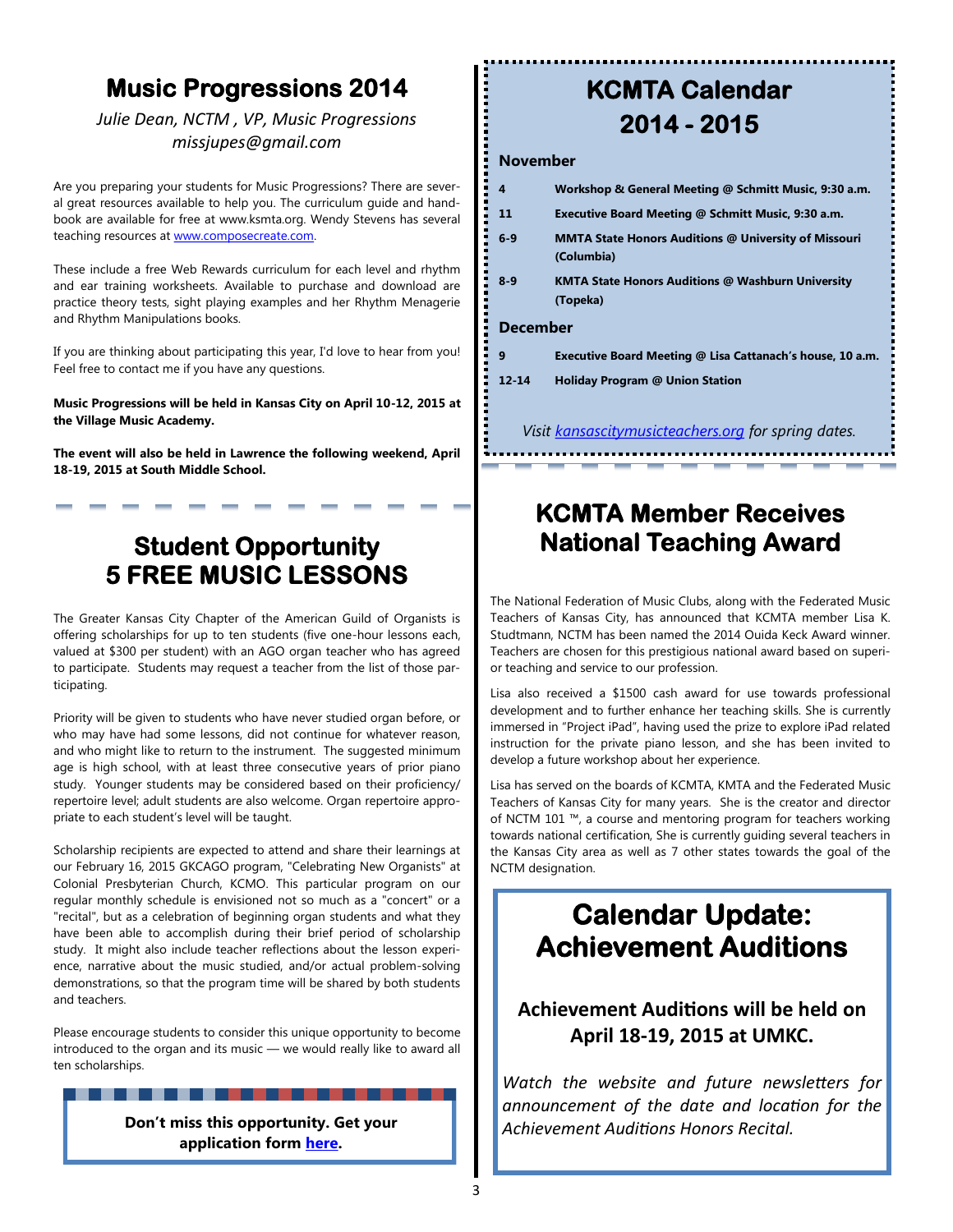# Music Progressions 2014

*Julie Dean, NCTM , VP, Music Progressions*
*missjupes@gmail.com*

Are you preparing your students for Music Progressions? There are several great resources available to help you. The curriculum guide and handbook are available for free at www.ksmta.org. Wendy Stevens has several teaching resources at [www.composecreate.com](www.composecreate.com).

These include a free Web Rewards curriculum for each level and rhythm and ear training worksheets. Available to purchase and download are practice theory tests, sight playing examples and her Rhythm Menagerie and Rhythm Manipulations books.

If you are thinking about participating this year, I'd love to hear from you! Feel free to contact me if you have any questions.

**Music Progressions will be held in Kansas City on April 10-12, 2015 at the Village Music Academy.**

**The event will also be held in Lawrence the following weekend, April 18-19, 2015 at South Middle School.**

# Student Opportunity 5 FREE MUSIC LESSONS

The Greater Kansas City Chapter of the American Guild of Organists is offering scholarships for up to ten students (five one-hour lessons each, valued at $300 per student) with an AGO organ teacher who has agreed to participate. Students may request a teacher from the list of those participating.

Priority will be given to students who have never studied organ before, or who may have had some lessons, did not continue for whatever reason, and who might like to return to the instrument. The suggested minimum age is high school, with at least three consecutive years of prior piano study. Younger students may be considered based on their proficiency/ repertoire level; adult students are also welcome. Organ repertoire appropriate to each student's level will be taught.

Scholarship recipients are expected to attend and share their learnings at our February 16, 2015 GKCAGO program, "Celebrating New Organists" at Colonial Presbyterian Church, KCMO. This particular program on our regular monthly schedule is envisioned not so much as a "concert" or a "recital", but as a celebration of beginning organ students and what they have been able to accomplish during their brief period of scholarship study. It might also include teacher reflections about the lesson experience, narrative about the music studied, and/or actual problem-solving demonstrations, so that the program time will be shared by both students and teachers.

Please encourage students to consider this unique opportunity to become introduced to the organ and its music — we would really like to award all ten scholarships.

**Don't miss this opportunity. Get your application form [here](here).**

# KCMTA Calendar 2014 - 2015

## November

| | |
|---|---|
| **4** | **Workshop & General Meeting @ Schmitt Music, 9:30 a.m.** |
| **11** | **Executive Board Meeting @ Schmitt Music, 9:30 a.m.** |
| **6-9** | **MMTA State Honors Auditions @ University of Missouri (Columbia)** |
| **8-9** | **KMTA State Honors Auditions @ Washburn University (Topeka)** |

## December

| | |
|---|---|
| **9** | **Executive Board Meeting @ Lisa Cattanach's house, 10 a.m.** |
| **12-14** | **Holiday Program @ Union Station** |

*Visit [kansascitymusicteachers.org](kansascitymusicteachers.org) for spring dates.*

# KCMTA Member Receives National Teaching Award

The National Federation of Music Clubs, along with the Federated Music Teachers of Kansas City, has announced that KCMTA member Lisa K. Studtmann, NCTM has been named the 2014 Ouida Keck Award winner. Teachers are chosen for this prestigious national award based on superior teaching and service to our profession.

Lisa also received a $1500 cash award for use towards professional development and to further enhance her teaching skills. She is currently immersed in "Project iPad", having used the prize to explore iPad related instruction for the private piano lesson, and she has been invited to develop a future workshop about her experience.

Lisa has served on the boards of KCMTA, KMTA and the Federated Music Teachers of Kansas City for many years. She is the creator and director of NCTM 101 ™, a course and mentoring program for teachers working towards national certification, She is currently guiding several teachers in the Kansas City area as well as 7 other states towards the goal of the NCTM designation.

# Calendar Update: Achievement Auditions

**Achievement Auditions will be held on April 18-19, 2015 at UMKC.**

*Watch the website and future newsletters for announcement of the date and location for the Achievement Auditions Honors Recital.*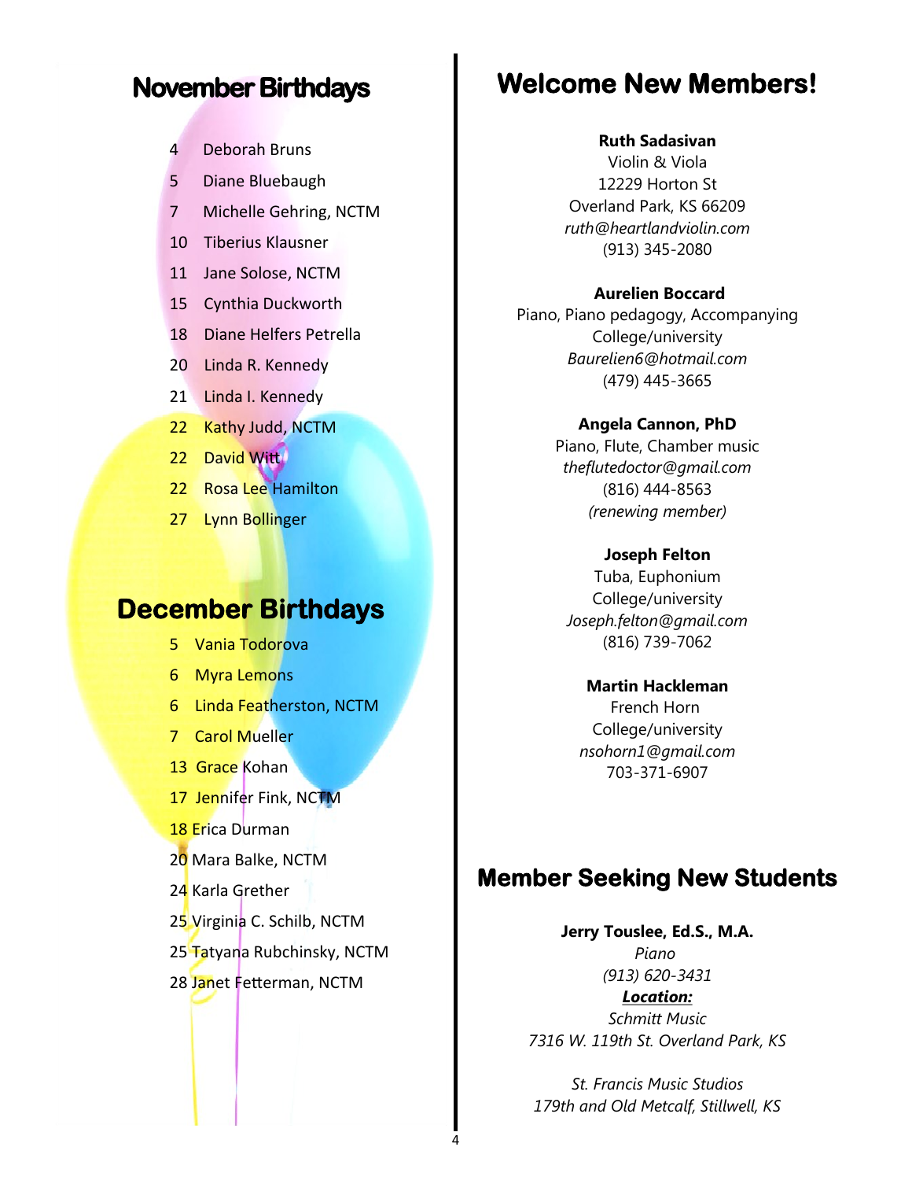## November Birthdays

4 Deborah Bruns
5 Diane Bluebaugh
7 Michelle Gehring, NCTM
10 Tiberius Klausner
11 Jane Solose, NCTM
15 Cynthia Duckworth
18 Diane Helfers Petrella
20 Linda R. Kennedy
21 Linda I. Kennedy
22 Kathy Judd, NCTM
22 David Witt
22 Rosa Lee Hamilton
27 Lynn Bollinger

## December Birthdays

5 Vania Todorova
6 Myra Lemons
6 Linda Featherston, NCTM
7 Carol Mueller
13 Grace Kohan
17 Jennifer Fink, NCTM
18 Erica Durman
20 Mara Balke, NCTM
24 Karla Grether
25 Virginia C. Schilb, NCTM
25 Tatyana Rubchinsky, NCTM
28 Janet Fetterman, NCTM

## Welcome New Members!

**Ruth Sadasivan**
Violin & Viola
12229 Horton St
Overland Park, KS 66209
*ruth@heartlandviolin.com*
(913) 345-2080

**Aurelien Boccard**
Piano, Piano pedagogy, Accompanying
College/university
*Baurelien6@hotmail.com*
(479) 445-3665

**Angela Cannon, PhD**
Piano, Flute, Chamber music
*theflutedoctor@gmail.com*
(816) 444-8563
*(renewing member)*

**Joseph Felton**
Tuba, Euphonium
College/university
*Joseph.felton@gmail.com*
(816) 739-7062

**Martin Hackleman**
French Horn
College/university
*nsohorn1@gmail.com*
703-371-6907

## Member Seeking New Students

**Jerry Touslee, Ed.S., M.A.**
*Piano*
*(913) 620-3431*
***Location:***
*Schmitt Music*
*7316 W. 119th St. Overland Park, KS*

*St. Francis Music Studios*
*179th and Old Metcalf, Stillwell, KS*